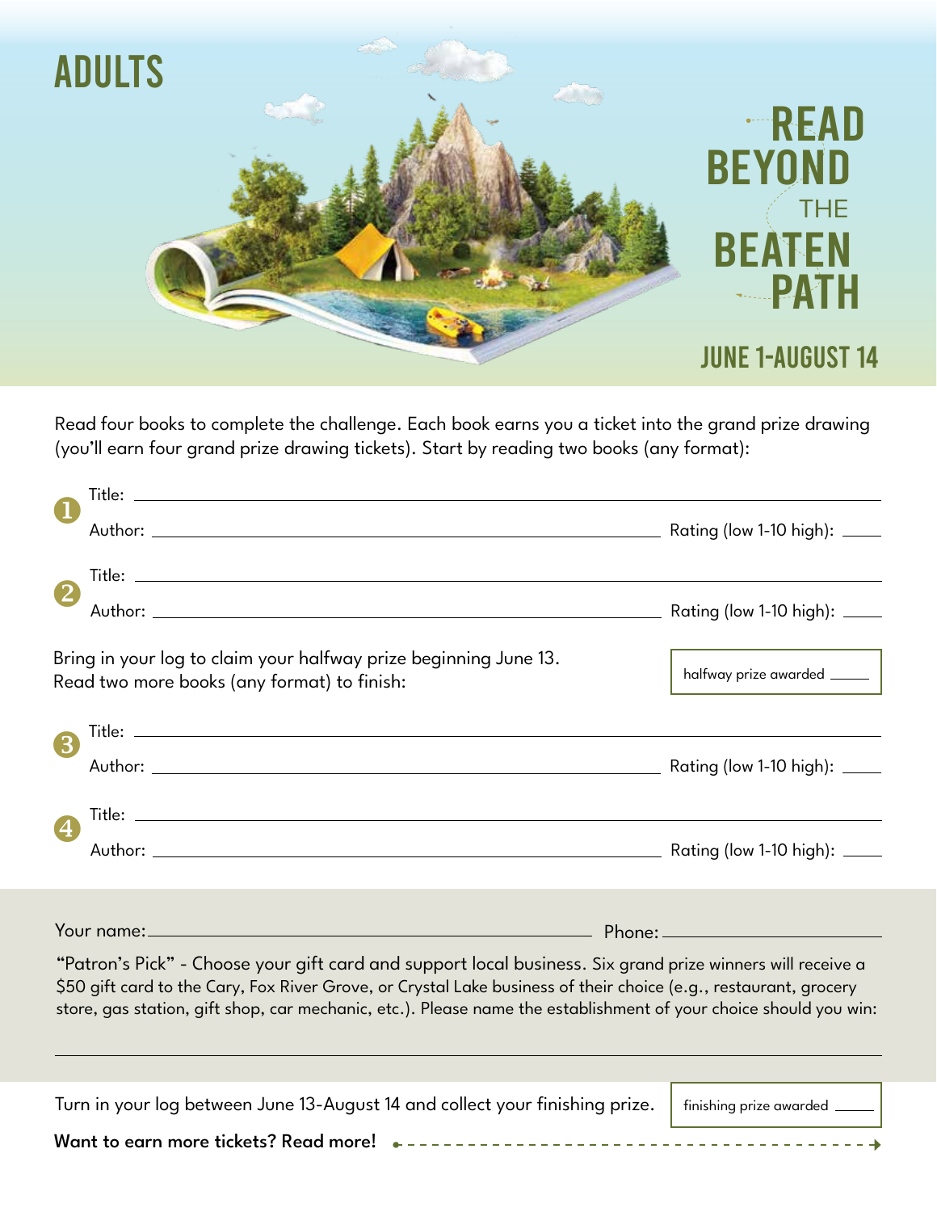# ADULTS

# READ BEYOND THE BEATEN PATH

## JUNE 1-AUGUST 14

Read four books to complete the challenge. Each book earns you a ticket into the grand prize drawing (you'll earn four grand prize drawing tickets). Start by reading two books (any format):

**1** Title: ______________________________

Author: ______________________________ Rating (low 1-10 high): _____

**2** Title: ______________________________

Author: ______________________________ Rating (low 1-10 high): _____

Bring in your log to claim your halfway prize beginning June 13.
Read two more books (any format) to finish:

halfway prize awarded _____

**3** Title: ______________________________

Author: ______________________________ Rating (low 1-10 high): _____

**4** Title: ______________________________

Author: ______________________________ Rating (low 1-10 high): _____

Your name: ______________________________ Phone: ______________________________

"Patron's Pick" - Choose your gift card and support local business. Six grand prize winners will receive a $50 gift card to the Cary, Fox River Grove, or Crystal Lake business of their choice (e.g., restaurant, grocery store, gas station, gift shop, car mechanic, etc.). Please name the establishment of your choice should you win:

______________________________

Turn in your log between June 13-August 14 and collect your finishing prize.

finishing prize awarded _____

**Want to earn more tickets? Read more!**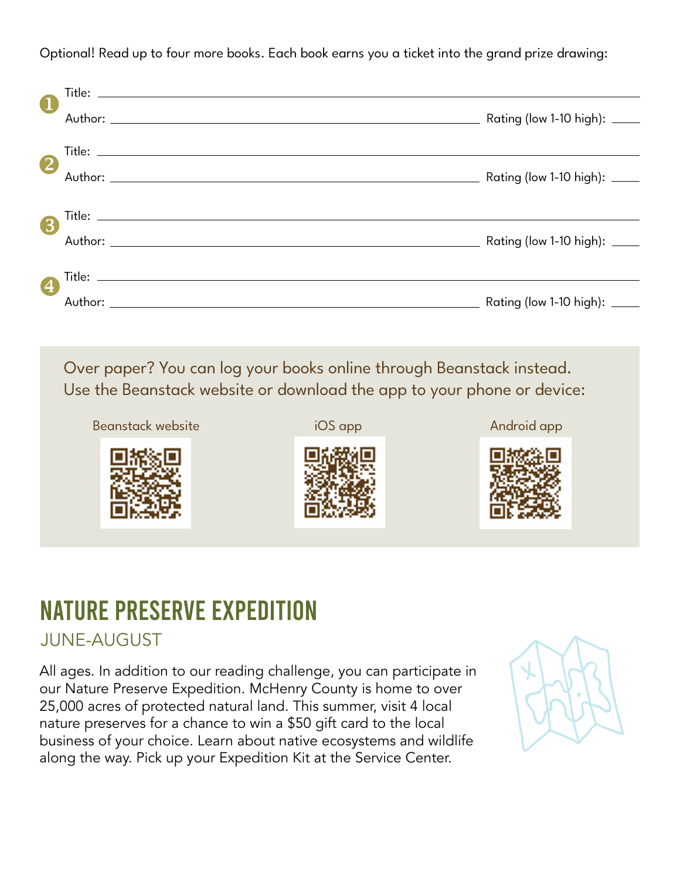Optional! Read up to four more books. Each book earns you a ticket into the grand prize drawing:

1. Title: ______________________________________________
   Author: ______________________________ Rating (low 1-10 high): _____

2. Title: ______________________________________________
   Author: ______________________________ Rating (low 1-10 high): _____

3. Title: ______________________________________________
   Author: ______________________________ Rating (low 1-10 high): _____

4. Title: ______________________________________________
   Author: ______________________________ Rating (low 1-10 high): _____

Over paper? You can log your books online through Beanstack instead. Use the Beanstack website or download the app to your phone or device:

Beanstack website

iOS app

Android app

# NATURE PRESERVE EXPEDITION

## JUNE-AUGUST

All ages. In addition to our reading challenge, you can participate in our Nature Preserve Expedition. McHenry County is home to over 25,000 acres of protected natural land. This summer, visit 4 local nature preserves for a chance to win a $50 gift card to the local business of your choice. Learn about native ecosystems and wildlife along the way. Pick up your Expedition Kit at the Service Center.